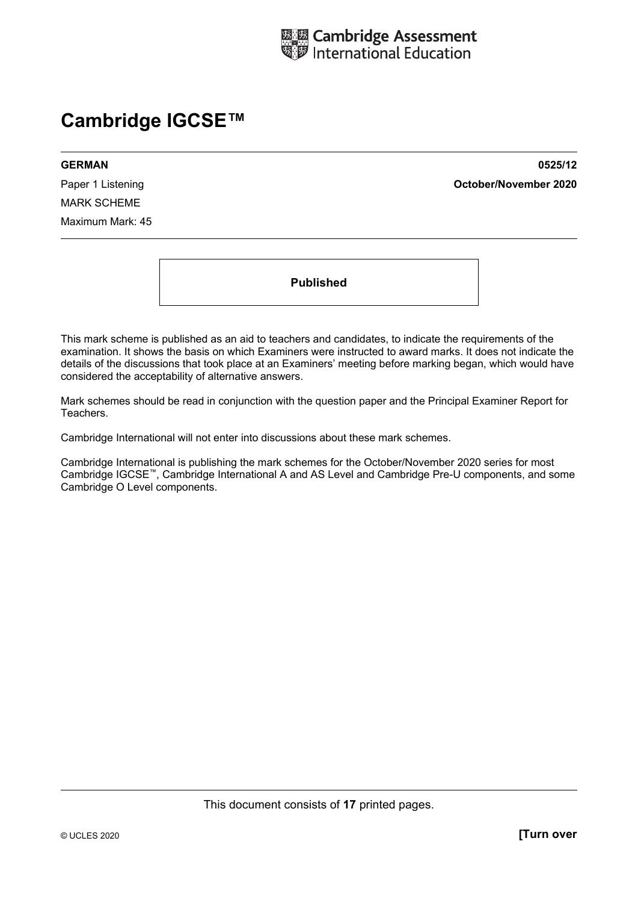Cambridge Assessment International Education

# Cambridge IGCSE™

**GERMAN** **0525/12**

Paper 1 Listening **October/November 2020**

MARK SCHEME

Maximum Mark: 45

**Published**

This mark scheme is published as an aid to teachers and candidates, to indicate the requirements of the examination. It shows the basis on which Examiners were instructed to award marks. It does not indicate the details of the discussions that took place at an Examiners' meeting before marking began, which would have considered the acceptability of alternative answers.

Mark schemes should be read in conjunction with the question paper and the Principal Examiner Report for Teachers.

Cambridge International will not enter into discussions about these mark schemes.

Cambridge International is publishing the mark schemes for the October/November 2020 series for most Cambridge IGCSE™, Cambridge International A and AS Level and Cambridge Pre-U components, and some Cambridge O Level components.

This document consists of **17** printed pages.

© UCLES 2020 **[Turn over**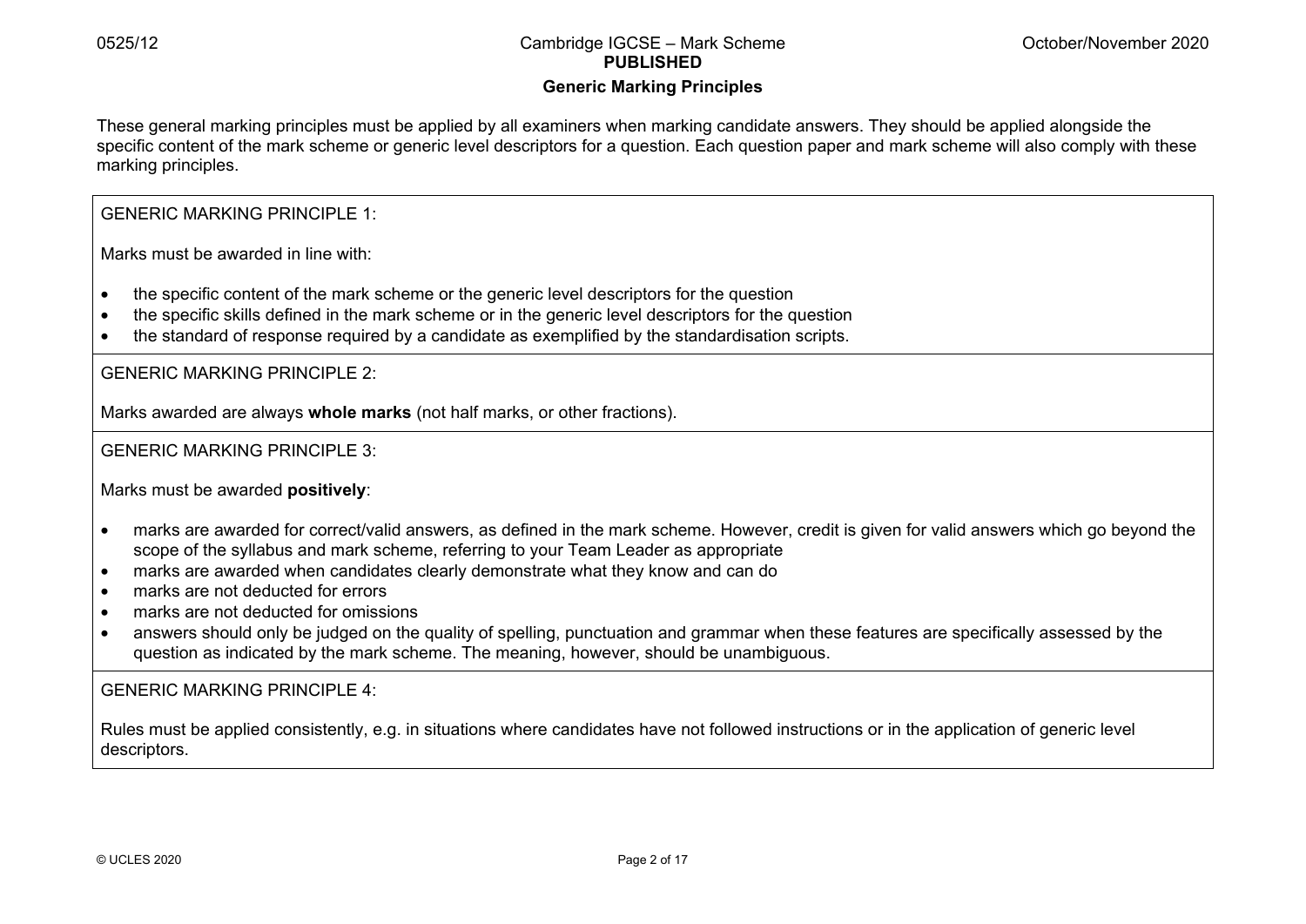## Generic Marking Principles

These general marking principles must be applied by all examiners when marking candidate answers. They should be applied alongside the specific content of the mark scheme or generic level descriptors for a question. Each question paper and mark scheme will also comply with these marking principles.

GENERIC MARKING PRINCIPLE 1:

Marks must be awarded in line with:

- the specific content of the mark scheme or the generic level descriptors for the question
- the specific skills defined in the mark scheme or in the generic level descriptors for the question
- the standard of response required by a candidate as exemplified by the standardisation scripts.

GENERIC MARKING PRINCIPLE 2:

Marks awarded are always **whole marks** (not half marks, or other fractions).

GENERIC MARKING PRINCIPLE 3:

Marks must be awarded **positively**:

- marks are awarded for correct/valid answers, as defined in the mark scheme. However, credit is given for valid answers which go beyond the scope of the syllabus and mark scheme, referring to your Team Leader as appropriate
- marks are awarded when candidates clearly demonstrate what they know and can do
- marks are not deducted for errors
- marks are not deducted for omissions
- answers should only be judged on the quality of spelling, punctuation and grammar when these features are specifically assessed by the question as indicated by the mark scheme. The meaning, however, should be unambiguous.

GENERIC MARKING PRINCIPLE 4:

Rules must be applied consistently, e.g. in situations where candidates have not followed instructions or in the application of generic level descriptors.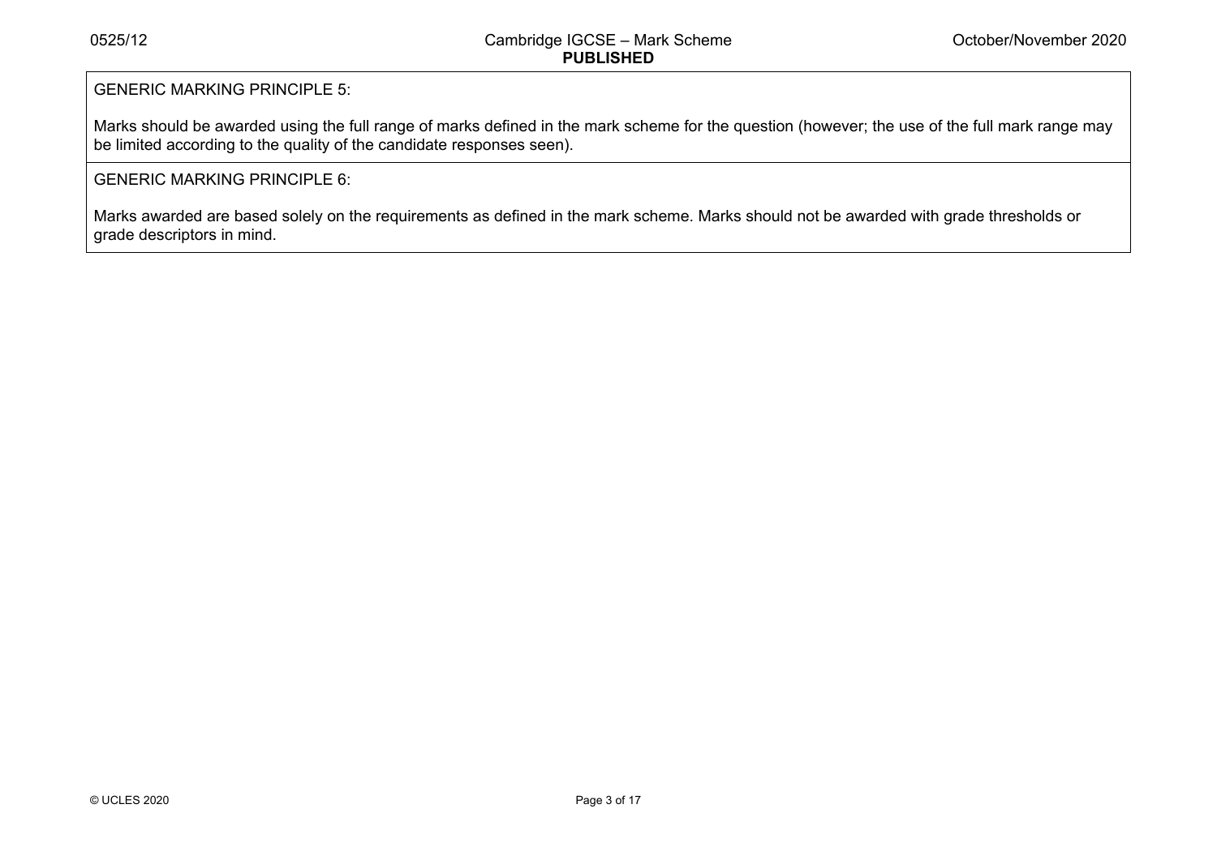GENERIC MARKING PRINCIPLE 5:

Marks should be awarded using the full range of marks defined in the mark scheme for the question (however; the use of the full mark range may be limited according to the quality of the candidate responses seen).

GENERIC MARKING PRINCIPLE 6:

Marks awarded are based solely on the requirements as defined in the mark scheme. Marks should not be awarded with grade thresholds or grade descriptors in mind.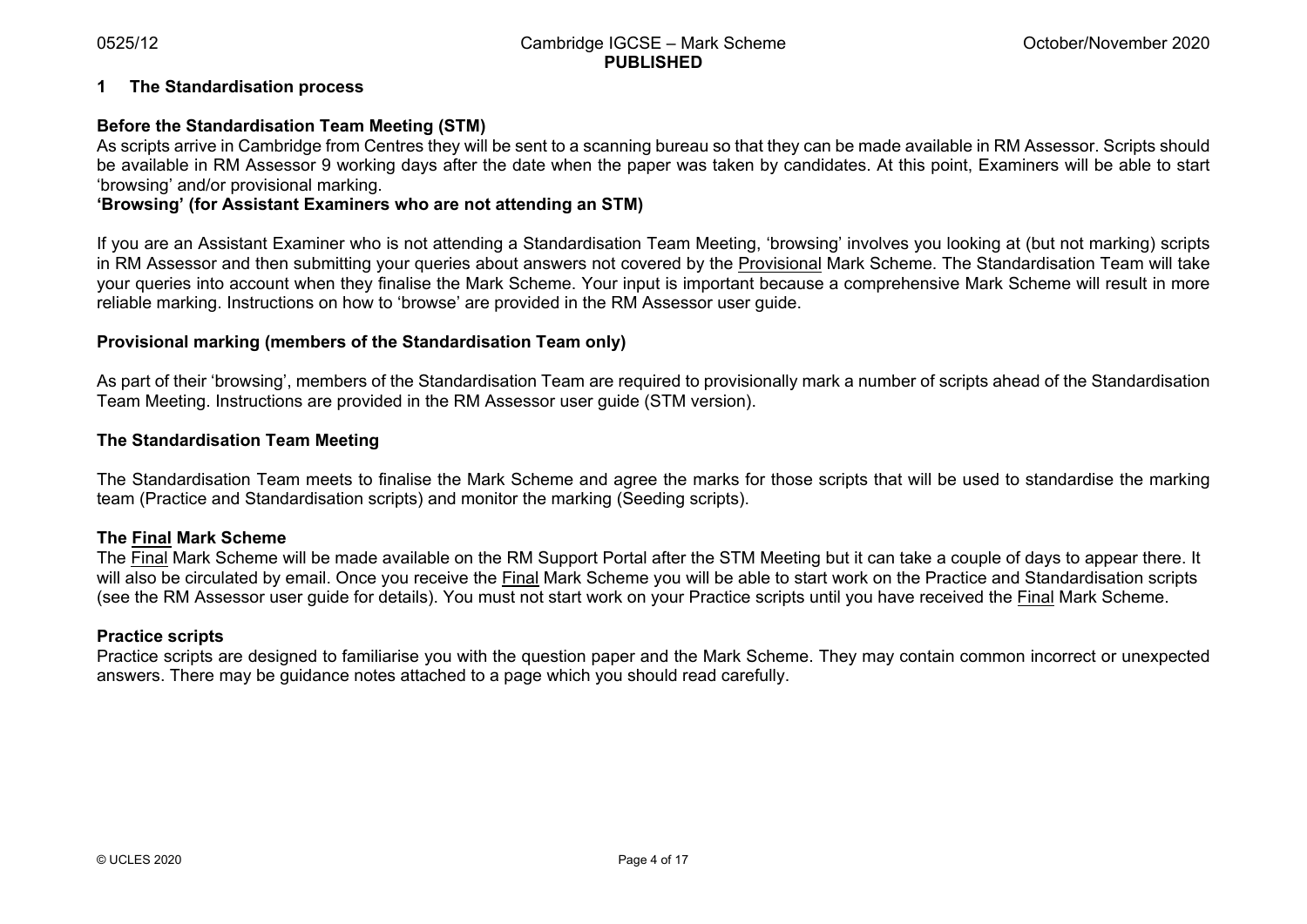## 1 The Standardisation process

### Before the Standardisation Team Meeting (STM)

As scripts arrive in Cambridge from Centres they will be sent to a scanning bureau so that they can be made available in RM Assessor. Scripts should be available in RM Assessor 9 working days after the date when the paper was taken by candidates. At this point, Examiners will be able to start 'browsing' and/or provisional marking.

### 'Browsing' (for Assistant Examiners who are not attending an STM)

If you are an Assistant Examiner who is not attending a Standardisation Team Meeting, 'browsing' involves you looking at (but not marking) scripts in RM Assessor and then submitting your queries about answers not covered by the Provisional Mark Scheme. The Standardisation Team will take your queries into account when they finalise the Mark Scheme. Your input is important because a comprehensive Mark Scheme will result in more reliable marking. Instructions on how to 'browse' are provided in the RM Assessor user guide.

### Provisional marking (members of the Standardisation Team only)

As part of their 'browsing', members of the Standardisation Team are required to provisionally mark a number of scripts ahead of the Standardisation Team Meeting. Instructions are provided in the RM Assessor user guide (STM version).

### The Standardisation Team Meeting

The Standardisation Team meets to finalise the Mark Scheme and agree the marks for those scripts that will be used to standardise the marking team (Practice and Standardisation scripts) and monitor the marking (Seeding scripts).

### The Final Mark Scheme

The Final Mark Scheme will be made available on the RM Support Portal after the STM Meeting but it can take a couple of days to appear there. It will also be circulated by email. Once you receive the Final Mark Scheme you will be able to start work on the Practice and Standardisation scripts (see the RM Assessor user guide for details). You must not start work on your Practice scripts until you have received the Final Mark Scheme.

### Practice scripts

Practice scripts are designed to familiarise you with the question paper and the Mark Scheme. They may contain common incorrect or unexpected answers. There may be guidance notes attached to a page which you should read carefully.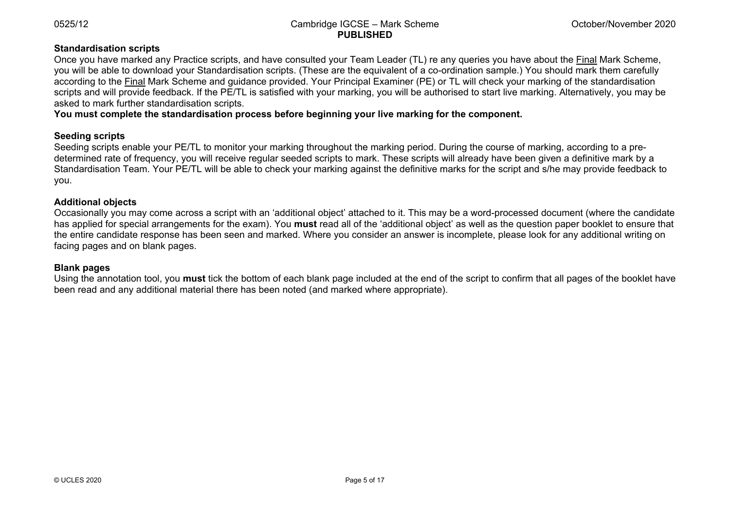**Standardisation scripts**

Once you have marked any Practice scripts, and have consulted your Team Leader (TL) re any queries you have about the Final Mark Scheme, you will be able to download your Standardisation scripts. (These are the equivalent of a co-ordination sample.) You should mark them carefully according to the Final Mark Scheme and guidance provided. Your Principal Examiner (PE) or TL will check your marking of the standardisation scripts and will provide feedback. If the PE/TL is satisfied with your marking, you will be authorised to start live marking. Alternatively, you may be asked to mark further standardisation scripts.

**You must complete the standardisation process before beginning your live marking for the component.**

**Seeding scripts**

Seeding scripts enable your PE/TL to monitor your marking throughout the marking period. During the course of marking, according to a pre-determined rate of frequency, you will receive regular seeded scripts to mark. These scripts will already have been given a definitive mark by a Standardisation Team. Your PE/TL will be able to check your marking against the definitive marks for the script and s/he may provide feedback to you.

**Additional objects**

Occasionally you may come across a script with an 'additional object' attached to it. This may be a word-processed document (where the candidate has applied for special arrangements for the exam). You **must** read all of the 'additional object' as well as the question paper booklet to ensure that the entire candidate response has been seen and marked. Where you consider an answer is incomplete, please look for any additional writing on facing pages and on blank pages.

**Blank pages**

Using the annotation tool, you **must** tick the bottom of each blank page included at the end of the script to confirm that all pages of the booklet have been read and any additional material there has been noted (and marked where appropriate).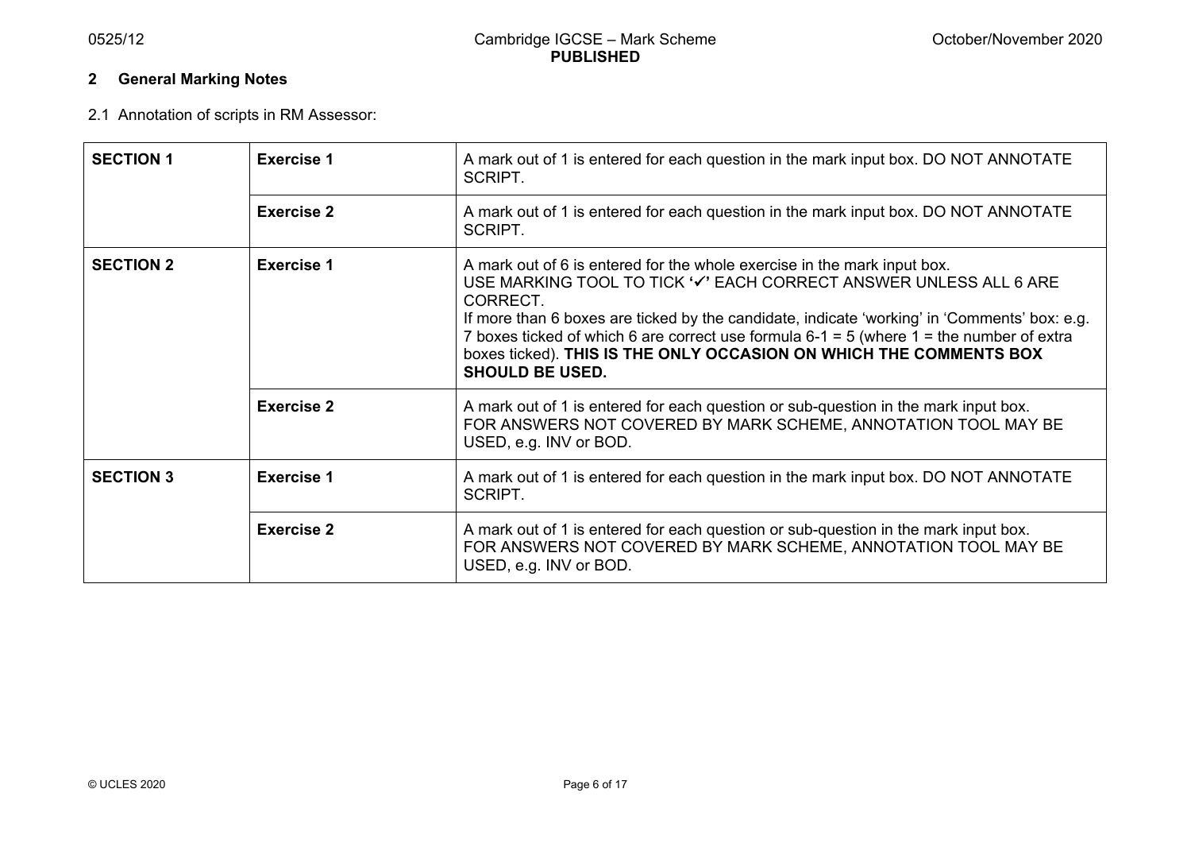## 2 General Marking Notes

2.1 Annotation of scripts in RM Assessor:

| | | |
|---|---|---|
| **SECTION 1** | **Exercise 1** | A mark out of 1 is entered for each question in the mark input box. DO NOT ANNOTATE SCRIPT. |
| | **Exercise 2** | A mark out of 1 is entered for each question in the mark input box. DO NOT ANNOTATE SCRIPT. |
| **SECTION 2** | **Exercise 1** | A mark out of 6 is entered for the whole exercise in the mark input box. USE MARKING TOOL TO TICK **'✓'** EACH CORRECT ANSWER UNLESS ALL 6 ARE CORRECT. If more than 6 boxes are ticked by the candidate, indicate 'working' in 'Comments' box: e.g. 7 boxes ticked of which 6 are correct use formula 6-1 = 5 (where 1 = the number of extra boxes ticked). **THIS IS THE ONLY OCCASION ON WHICH THE COMMENTS BOX SHOULD BE USED.** |
| | **Exercise 2** | A mark out of 1 is entered for each question or sub-question in the mark input box. FOR ANSWERS NOT COVERED BY MARK SCHEME, ANNOTATION TOOL MAY BE USED, e.g. INV or BOD. |
| **SECTION 3** | **Exercise 1** | A mark out of 1 is entered for each question in the mark input box. DO NOT ANNOTATE SCRIPT. |
| | **Exercise 2** | A mark out of 1 is entered for each question or sub-question in the mark input box. FOR ANSWERS NOT COVERED BY MARK SCHEME, ANNOTATION TOOL MAY BE USED, e.g. INV or BOD. |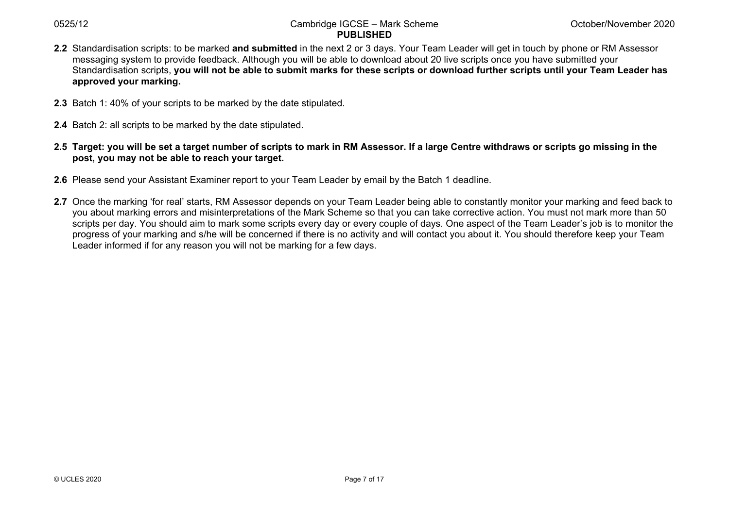**2.2** Standardisation scripts: to be marked **and submitted** in the next 2 or 3 days. Your Team Leader will get in touch by phone or RM Assessor messaging system to provide feedback. Although you will be able to download about 20 live scripts once you have submitted your Standardisation scripts, **you will not be able to submit marks for these scripts or download further scripts until your Team Leader has approved your marking.**

**2.3** Batch 1: 40% of your scripts to be marked by the date stipulated.

**2.4** Batch 2: all scripts to be marked by the date stipulated.

**2.5 Target: you will be set a target number of scripts to mark in RM Assessor. If a large Centre withdraws or scripts go missing in the post, you may not be able to reach your target.**

**2.6** Please send your Assistant Examiner report to your Team Leader by email by the Batch 1 deadline.

**2.7** Once the marking 'for real' starts, RM Assessor depends on your Team Leader being able to constantly monitor your marking and feed back to you about marking errors and misinterpretations of the Mark Scheme so that you can take corrective action. You must not mark more than 50 scripts per day. You should aim to mark some scripts every day or every couple of days. One aspect of the Team Leader's job is to monitor the progress of your marking and s/he will be concerned if there is no activity and will contact you about it. You should therefore keep your Team Leader informed if for any reason you will not be marking for a few days.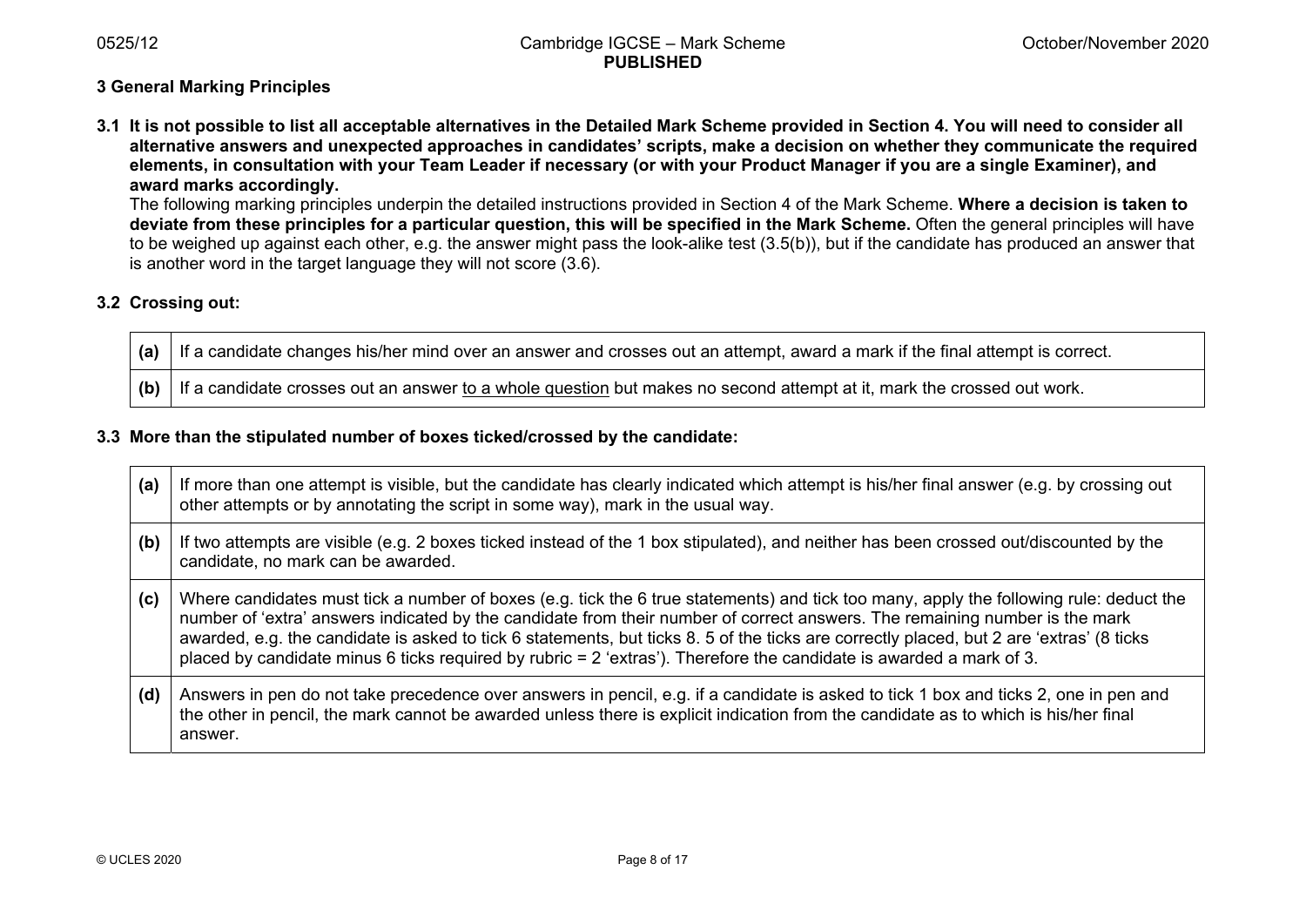### 3 General Marking Principles

**3.1 It is not possible to list all acceptable alternatives in the Detailed Mark Scheme provided in Section 4. You will need to consider all alternative answers and unexpected approaches in candidates' scripts, make a decision on whether they communicate the required elements, in consultation with your Team Leader if necessary (or with your Product Manager if you are a single Examiner), and award marks accordingly.**

The following marking principles underpin the detailed instructions provided in Section 4 of the Mark Scheme. **Where a decision is taken to deviate from these principles for a particular question, this will be specified in the Mark Scheme.** Often the general principles will have to be weighed up against each other, e.g. the answer might pass the look-alike test (3.5(b)), but if the candidate has produced an answer that is another word in the target language they will not score (3.6).

**3.2 Crossing out:**

| | |
|---|---|
| **(a)** | If a candidate changes his/her mind over an answer and crosses out an attempt, award a mark if the final attempt is correct. |
| **(b)** | If a candidate crosses out an answer to a whole question but makes no second attempt at it, mark the crossed out work. |

**3.3 More than the stipulated number of boxes ticked/crossed by the candidate:**

| | |
|---|---|
| **(a)** | If more than one attempt is visible, but the candidate has clearly indicated which attempt is his/her final answer (e.g. by crossing out other attempts or by annotating the script in some way), mark in the usual way. |
| **(b)** | If two attempts are visible (e.g. 2 boxes ticked instead of the 1 box stipulated), and neither has been crossed out/discounted by the candidate, no mark can be awarded. |
| **(c)** | Where candidates must tick a number of boxes (e.g. tick the 6 true statements) and tick too many, apply the following rule: deduct the number of 'extra' answers indicated by the candidate from their number of correct answers. The remaining number is the mark awarded, e.g. the candidate is asked to tick 6 statements, but ticks 8. 5 of the ticks are correctly placed, but 2 are 'extras' (8 ticks placed by candidate minus 6 ticks required by rubric = 2 'extras'). Therefore the candidate is awarded a mark of 3. |
| **(d)** | Answers in pen do not take precedence over answers in pencil, e.g. if a candidate is asked to tick 1 box and ticks 2, one in pen and the other in pencil, the mark cannot be awarded unless there is explicit indication from the candidate as to which is his/her final answer. |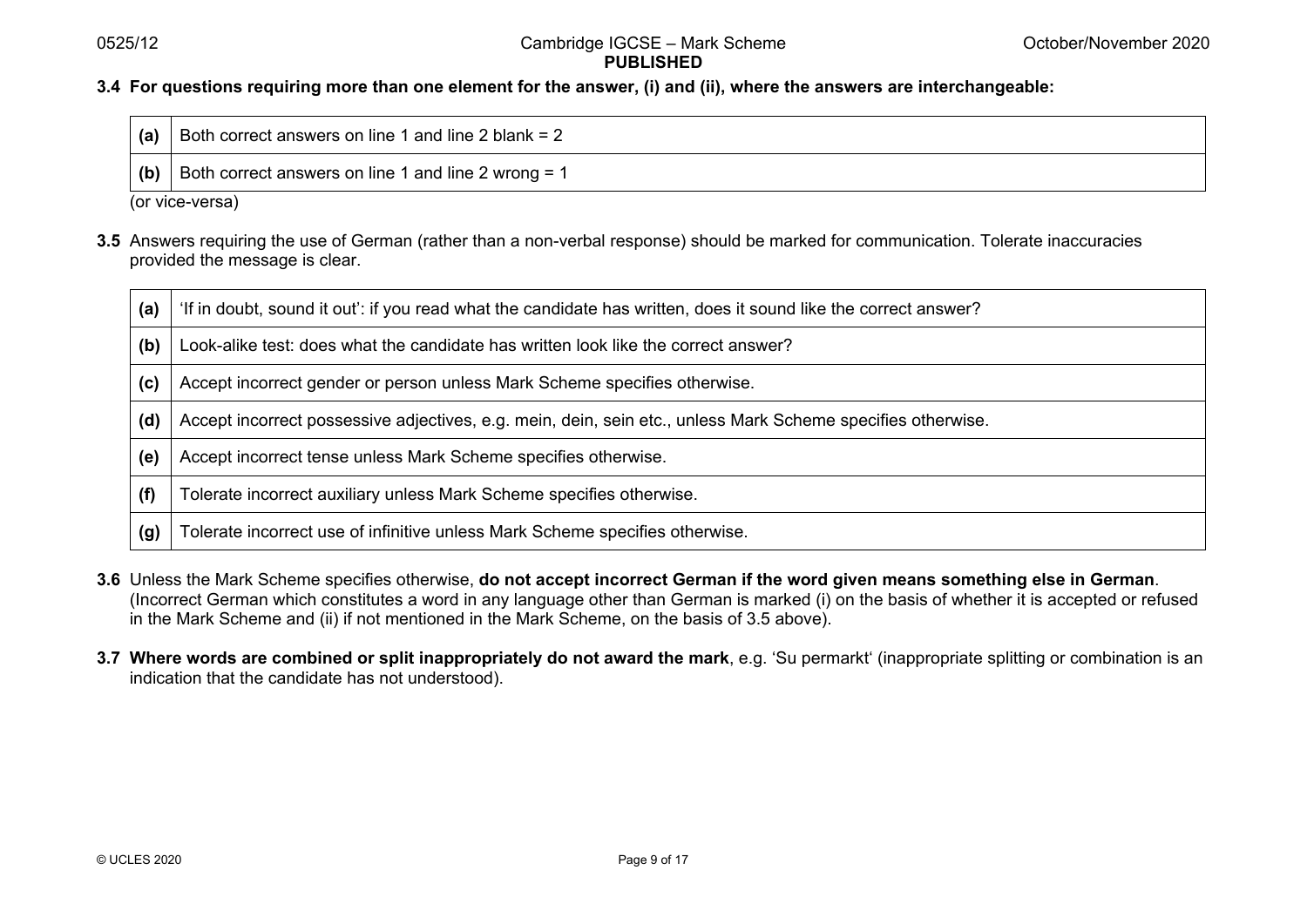**3.4 For questions requiring more than one element for the answer, (i) and (ii), where the answers are interchangeable:**

| | |
|---|---|
| **(a)** | Both correct answers on line 1 and line 2 blank = 2 |
| **(b)** | Both correct answers on line 1 and line 2 wrong = 1 |

(or vice-versa)

**3.5** Answers requiring the use of German (rather than a non-verbal response) should be marked for communication. Tolerate inaccuracies provided the message is clear.

| | |
|---|---|
| **(a)** | 'If in doubt, sound it out': if you read what the candidate has written, does it sound like the correct answer? |
| **(b)** | Look-alike test: does what the candidate has written look like the correct answer? |
| **(c)** | Accept incorrect gender or person unless Mark Scheme specifies otherwise. |
| **(d)** | Accept incorrect possessive adjectives, e.g. mein, dein, sein etc., unless Mark Scheme specifies otherwise. |
| **(e)** | Accept incorrect tense unless Mark Scheme specifies otherwise. |
| **(f)** | Tolerate incorrect auxiliary unless Mark Scheme specifies otherwise. |
| **(g)** | Tolerate incorrect use of infinitive unless Mark Scheme specifies otherwise. |

**3.6** Unless the Mark Scheme specifies otherwise, **do not accept incorrect German if the word given means something else in German**. (Incorrect German which constitutes a word in any language other than German is marked (i) on the basis of whether it is accepted or refused in the Mark Scheme and (ii) if not mentioned in the Mark Scheme, on the basis of 3.5 above).

**3.7 Where words are combined or split inappropriately do not award the mark**, e.g. 'Su permarkt' (inappropriate splitting or combination is an indication that the candidate has not understood).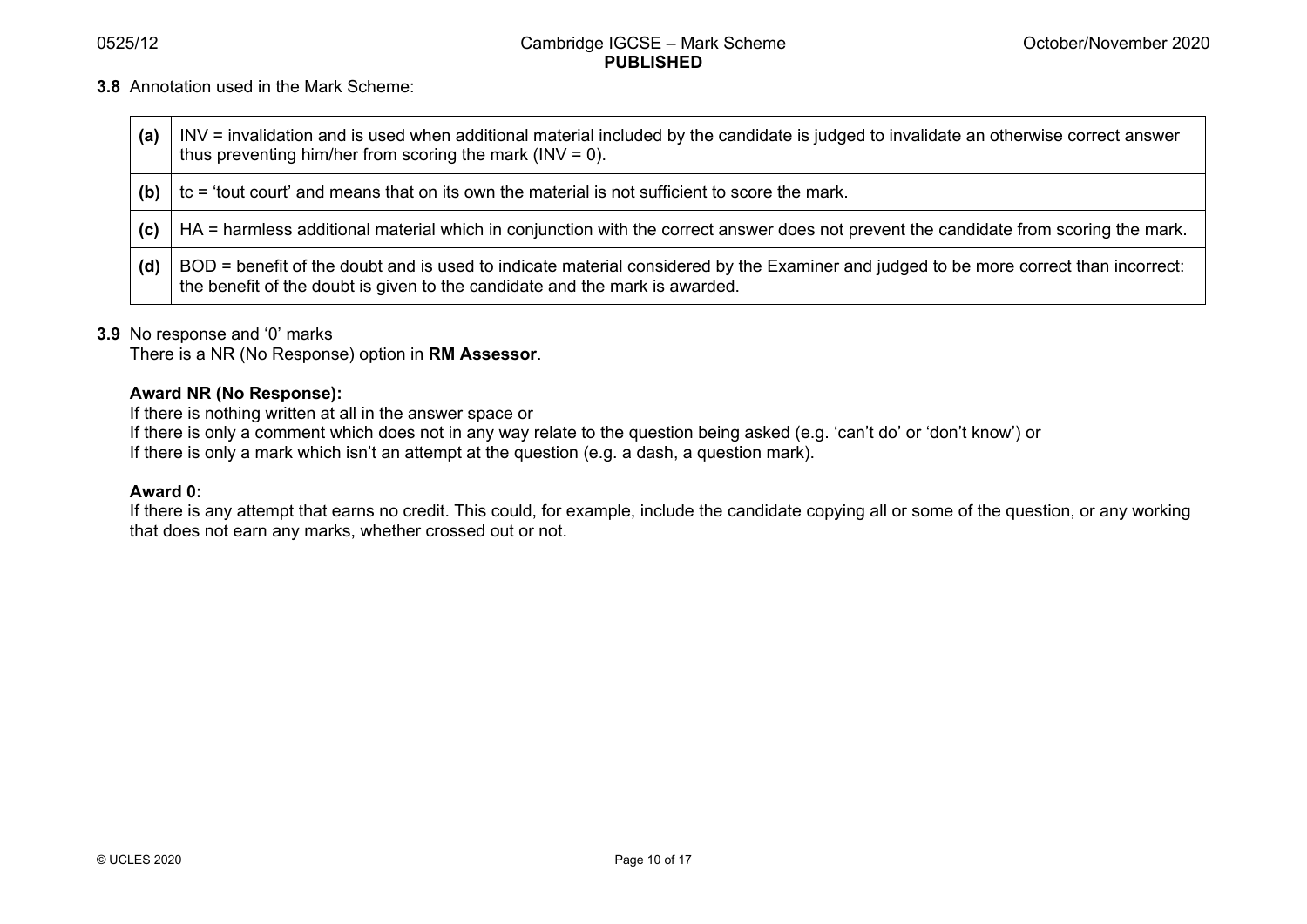**3.8** Annotation used in the Mark Scheme:

| | |
|---|---|
| **(a)** | INV = invalidation and is used when additional material included by the candidate is judged to invalidate an otherwise correct answer thus preventing him/her from scoring the mark (INV = 0). |
| **(b)** | tc = 'tout court' and means that on its own the material is not sufficient to score the mark. |
| **(c)** | HA = harmless additional material which in conjunction with the correct answer does not prevent the candidate from scoring the mark. |
| **(d)** | BOD = benefit of the doubt and is used to indicate material considered by the Examiner and judged to be more correct than incorrect: the benefit of the doubt is given to the candidate and the mark is awarded. |

**3.9** No response and '0' marks
There is a NR (No Response) option in **RM Assessor**.

**Award NR (No Response):**
If there is nothing written at all in the answer space or
If there is only a comment which does not in any way relate to the question being asked (e.g. 'can't do' or 'don't know') or
If there is only a mark which isn't an attempt at the question (e.g. a dash, a question mark).

**Award 0:**
If there is any attempt that earns no credit. This could, for example, include the candidate copying all or some of the question, or any working that does not earn any marks, whether crossed out or not.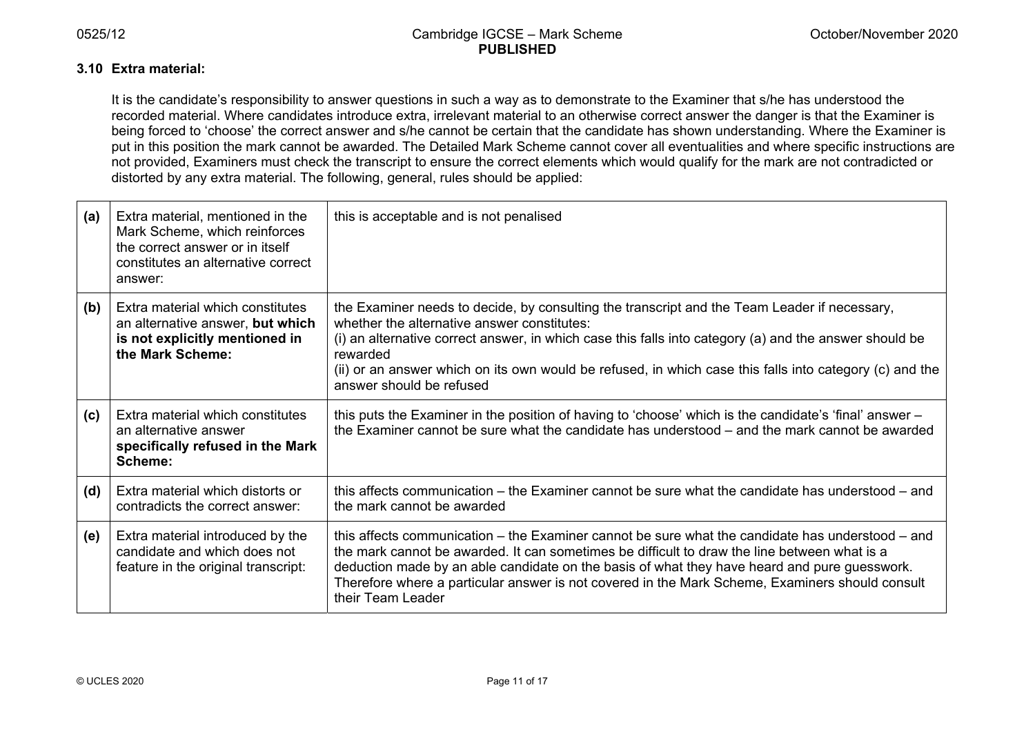### 3.10 Extra material:

It is the candidate's responsibility to answer questions in such a way as to demonstrate to the Examiner that s/he has understood the recorded material. Where candidates introduce extra, irrelevant material to an otherwise correct answer the danger is that the Examiner is being forced to 'choose' the correct answer and s/he cannot be certain that the candidate has shown understanding. Where the Examiner is put in this position the mark cannot be awarded. The Detailed Mark Scheme cannot cover all eventualities and where specific instructions are not provided, Examiners must check the transcript to ensure the correct elements which would qualify for the mark are not contradicted or distorted by any extra material. The following, general, rules should be applied:

| | | |
|---|---|---|
| **(a)** | Extra material, mentioned in the Mark Scheme, which reinforces the correct answer or in itself constitutes an alternative correct answer: | this is acceptable and is not penalised |
| **(b)** | Extra material which constitutes an alternative answer, **but which is not explicitly mentioned in the Mark Scheme:** | the Examiner needs to decide, by consulting the transcript and the Team Leader if necessary, whether the alternative answer constitutes:<br>(i) an alternative correct answer, in which case this falls into category (a) and the answer should be rewarded<br>(ii) or an answer which on its own would be refused, in which case this falls into category (c) and the answer should be refused |
| **(c)** | Extra material which constitutes an alternative answer **specifically refused in the Mark Scheme:** | this puts the Examiner in the position of having to 'choose' which is the candidate's 'final' answer – the Examiner cannot be sure what the candidate has understood – and the mark cannot be awarded |
| **(d)** | Extra material which distorts or contradicts the correct answer: | this affects communication – the Examiner cannot be sure what the candidate has understood – and the mark cannot be awarded |
| **(e)** | Extra material introduced by the candidate and which does not feature in the original transcript: | this affects communication – the Examiner cannot be sure what the candidate has understood – and the mark cannot be awarded. It can sometimes be difficult to draw the line between what is a deduction made by an able candidate on the basis of what they have heard and pure guesswork. Therefore where a particular answer is not covered in the Mark Scheme, Examiners should consult their Team Leader |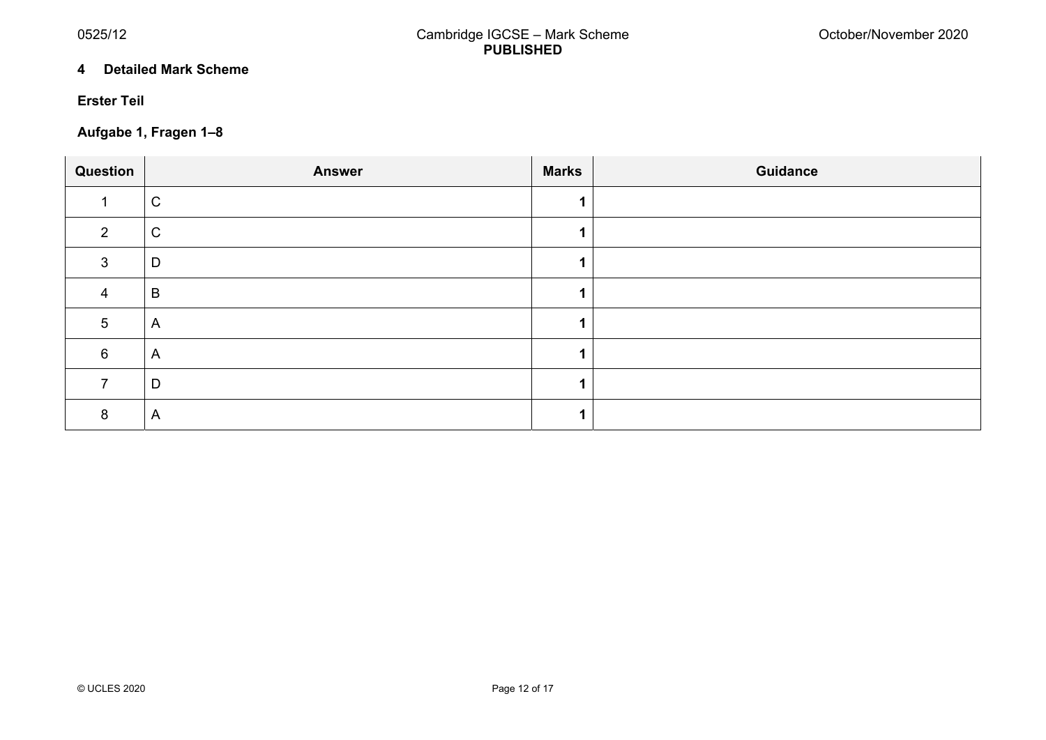## 4 Detailed Mark Scheme

### Erster Teil

### Aufgabe 1, Fragen 1–8

| Question | Answer | Marks | Guidance |
|---|---|---|---|
| 1 | C | 1 | |
| 2 | C | 1 | |
| 3 | D | 1 | |
| 4 | B | 1 | |
| 5 | A | 1 | |
| 6 | A | 1 | |
| 7 | D | 1 | |
| 8 | A | 1 | |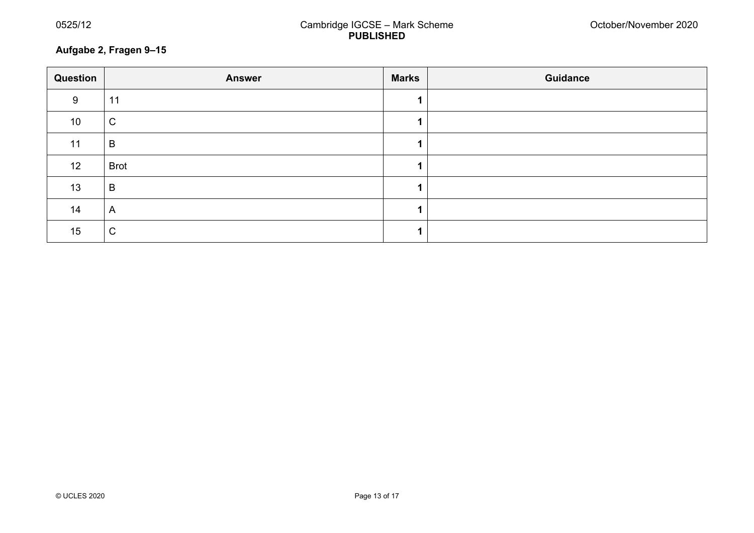**Aufgabe 2, Fragen 9–15**

| Question | Answer | Marks | Guidance |
|---|---|---|---|
| 9 | 11 | 1 | |
| 10 | C | 1 | |
| 11 | B | 1 | |
| 12 | Brot | 1 | |
| 13 | B | 1 | |
| 14 | A | 1 | |
| 15 | C | 1 | |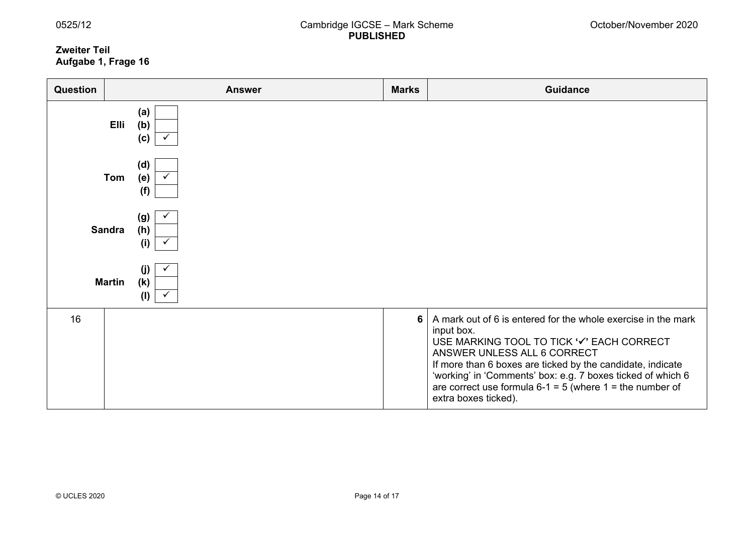**Zweiter Teil**
**Aufgabe 1, Frage 16**

| Question | Answer | Marks | Guidance |
|---|---|---|---|
| | **Elli** (a) ☐ (b) ☐ (c) ✓<br><br>**Tom** (d) ☐ (e) ✓ (f) ☐<br><br>**Sandra** (g) ✓ (h) ☐ (i) ✓<br><br>**Martin** (j) ✓ (k) ☐ (l) ✓ | | |
| 16 | | **6** | A mark out of 6 is entered for the whole exercise in the mark input box.<br>USE MARKING TOOL TO TICK '✓' EACH CORRECT ANSWER UNLESS ALL 6 CORRECT<br>If more than 6 boxes are ticked by the candidate, indicate 'working' in 'Comments' box: e.g. 7 boxes ticked of which 6 are correct use formula 6-1 = 5 (where 1 = the number of extra boxes ticked). |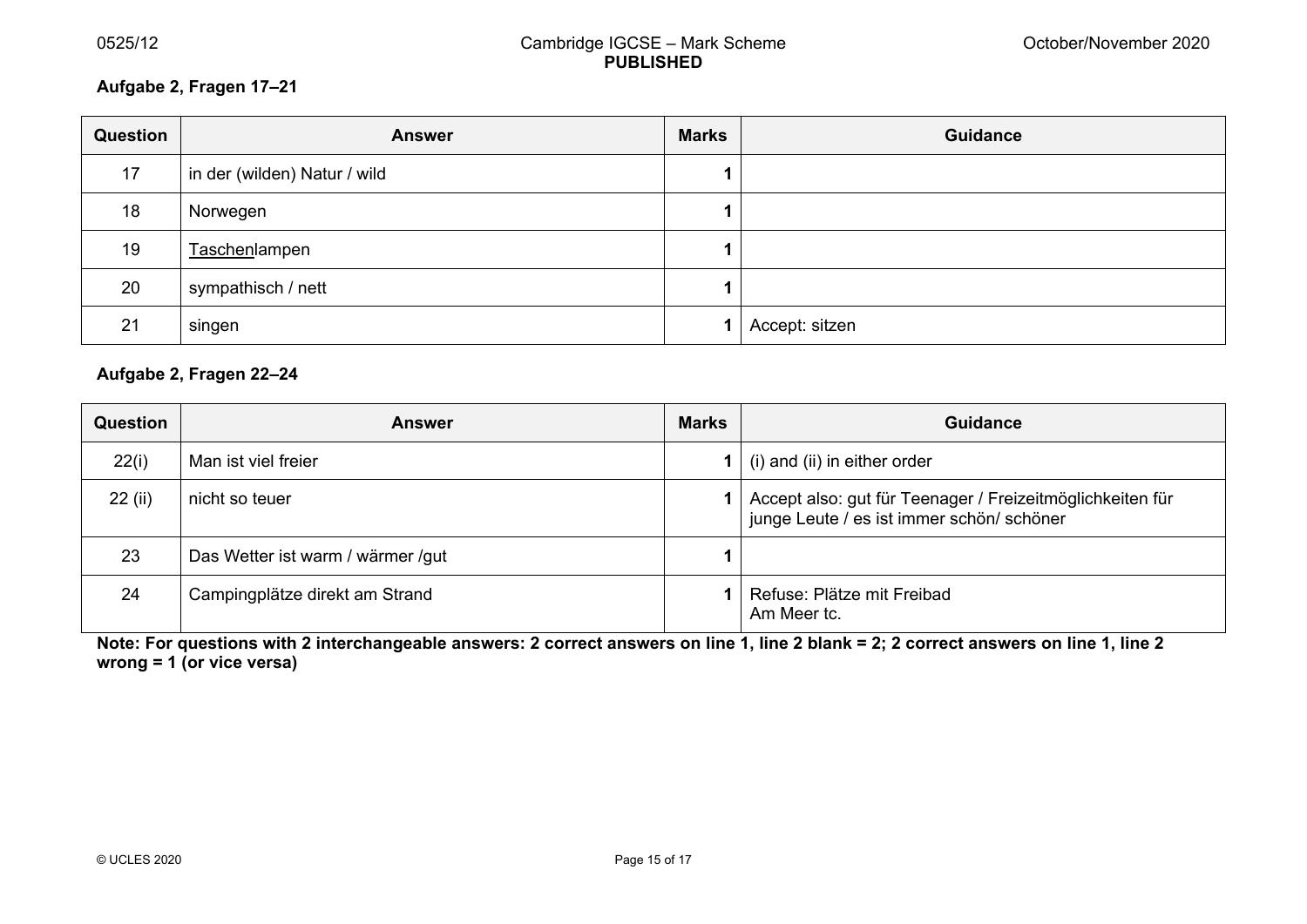**Aufgabe 2, Fragen 17–21**

| Question | Answer | Marks | Guidance |
|---|---|---|---|
| 17 | in der (wilden) Natur / wild | 1 | |
| 18 | Norwegen | 1 | |
| 19 | <u>Taschen</u>lampen | 1 | |
| 20 | sympathisch / nett | 1 | |
| 21 | singen | 1 | Accept: sitzen |

**Aufgabe 2, Fragen 22–24**

| Question | Answer | Marks | Guidance |
|---|---|---|---|
| 22(i) | Man ist viel freier | 1 | (i) and (ii) in either order |
| 22 (ii) | nicht so teuer | 1 | Accept also: gut für Teenager / Freizeitmöglichkeiten für junge Leute / es ist immer schön/ schöner |
| 23 | Das Wetter ist warm / wärmer /gut | 1 | |
| 24 | Campingplätze direkt am Strand | 1 | Refuse: Plätze mit Freibad<br>Am Meer tc. |

**Note: For questions with 2 interchangeable answers: 2 correct answers on line 1, line 2 blank = 2; 2 correct answers on line 1, line 2 wrong = 1 (or vice versa)**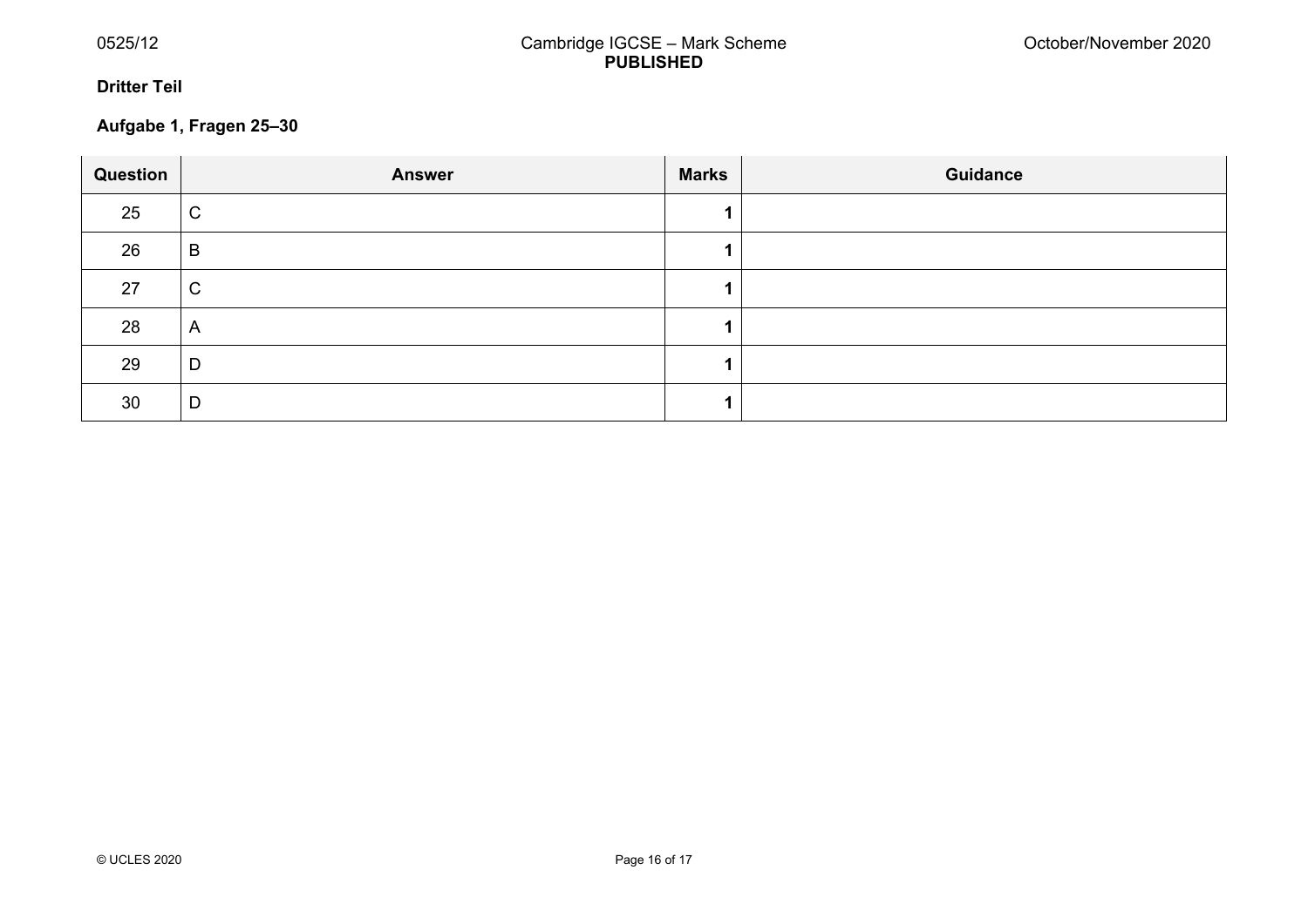**Dritter Teil**

**Aufgabe 1, Fragen 25–30**

| Question | Answer | Marks | Guidance |
|---|---|---|---|
| 25 | C | **1** | |
| 26 | B | **1** | |
| 27 | C | **1** | |
| 28 | A | **1** | |
| 29 | D | **1** | |
| 30 | D | **1** | |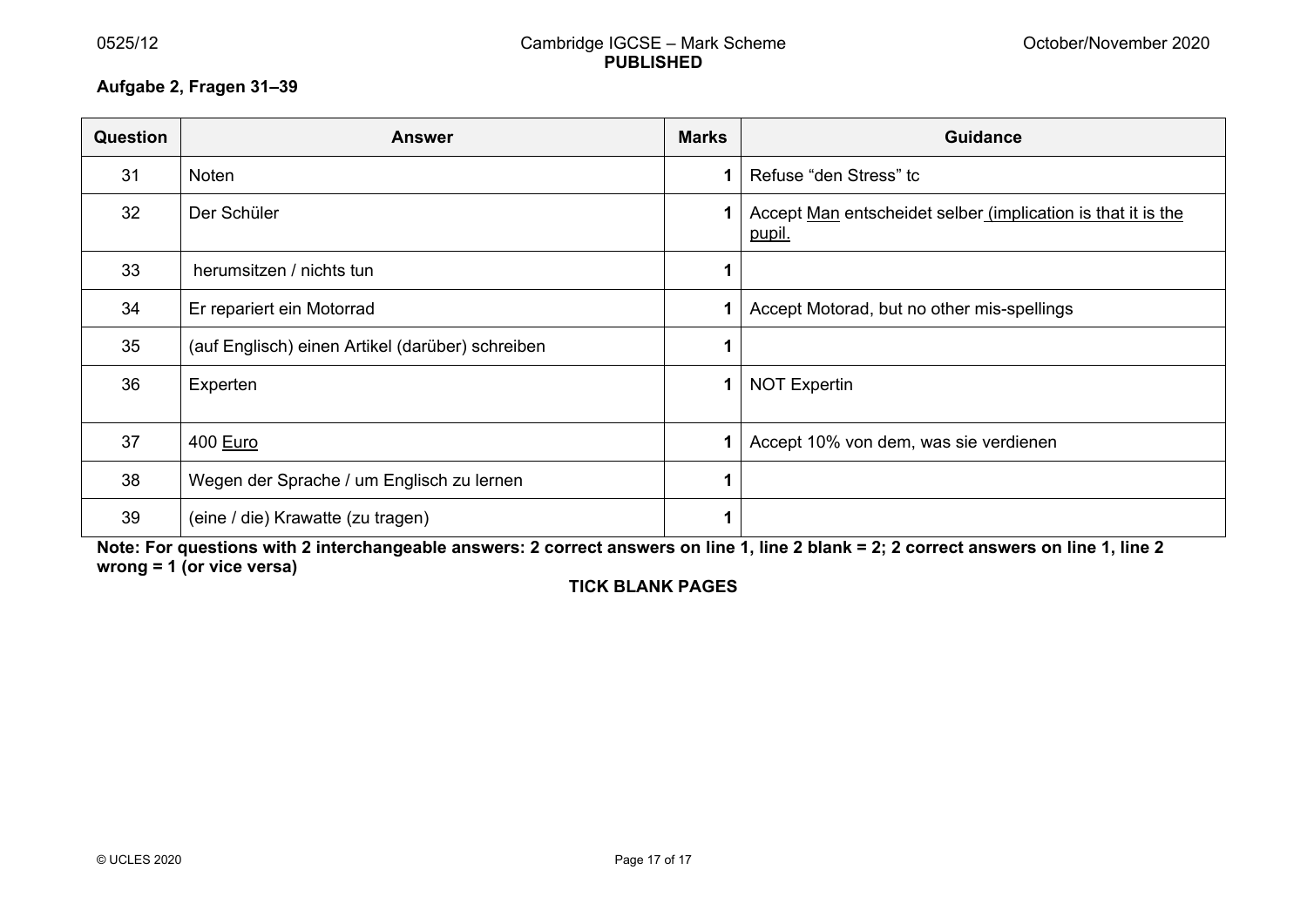**Aufgabe 2, Fragen 31–39**

| Question | Answer | Marks | Guidance |
|---|---|---|---|
| 31 | Noten | 1 | Refuse "den Stress" tc |
| 32 | Der Schüler | 1 | Accept Man entscheidet selber (implication is that it is the pupil. |
| 33 | herumsitzen / nichts tun | 1 | |
| 34 | Er repariert ein Motorrad | 1 | Accept Motorad, but no other mis-spellings |
| 35 | (auf Englisch) einen Artikel (darüber) schreiben | 1 | |
| 36 | Experten | 1 | NOT Expertin |
| 37 | 400 Euro | 1 | Accept 10% von dem, was sie verdienen |
| 38 | Wegen der Sprache / um Englisch zu lernen | 1 | |
| 39 | (eine / die) Krawatte (zu tragen) | 1 | |

**Note: For questions with 2 interchangeable answers: 2 correct answers on line 1, line 2 blank = 2; 2 correct answers on line 1, line 2 wrong = 1 (or vice versa)**

**TICK BLANK PAGES**